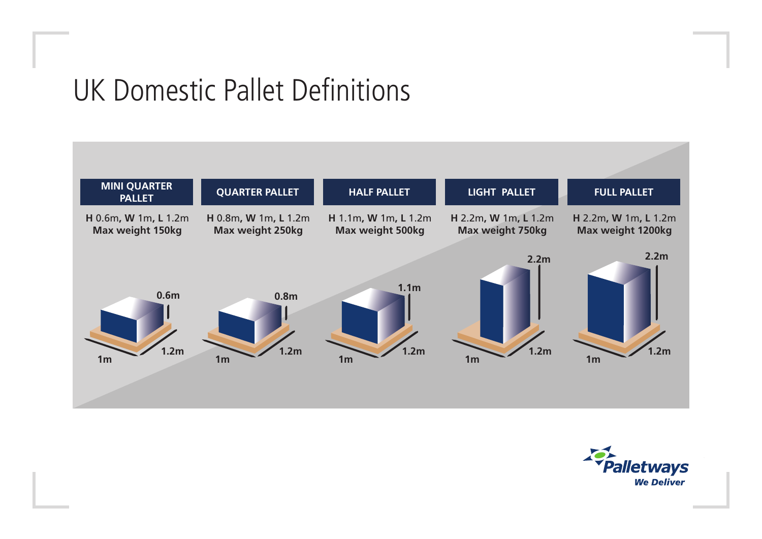# UK Domestic Pallet Definitions

**MINI QUARTER PALLET**

**H** 0.6m, **W** 1m, **L** 1.2m
**Max weight 150kg**

**QUARTER PALLET**

**H** 0.8m, **W** 1m, **L** 1.2m
**Max weight 250kg**

**HALF PALLET**

**H** 1.1m, **W** 1m, **L** 1.2m
**Max weight 500kg**

**LIGHT PALLET**

**H** 2.2m, **W** 1m, **L** 1.2m
**Max weight 750kg**

**FULL PALLET**

**H** 2.2m, **W** 1m, **L** 1.2m
**Max weight 1200kg**

Palletways
*We Deliver*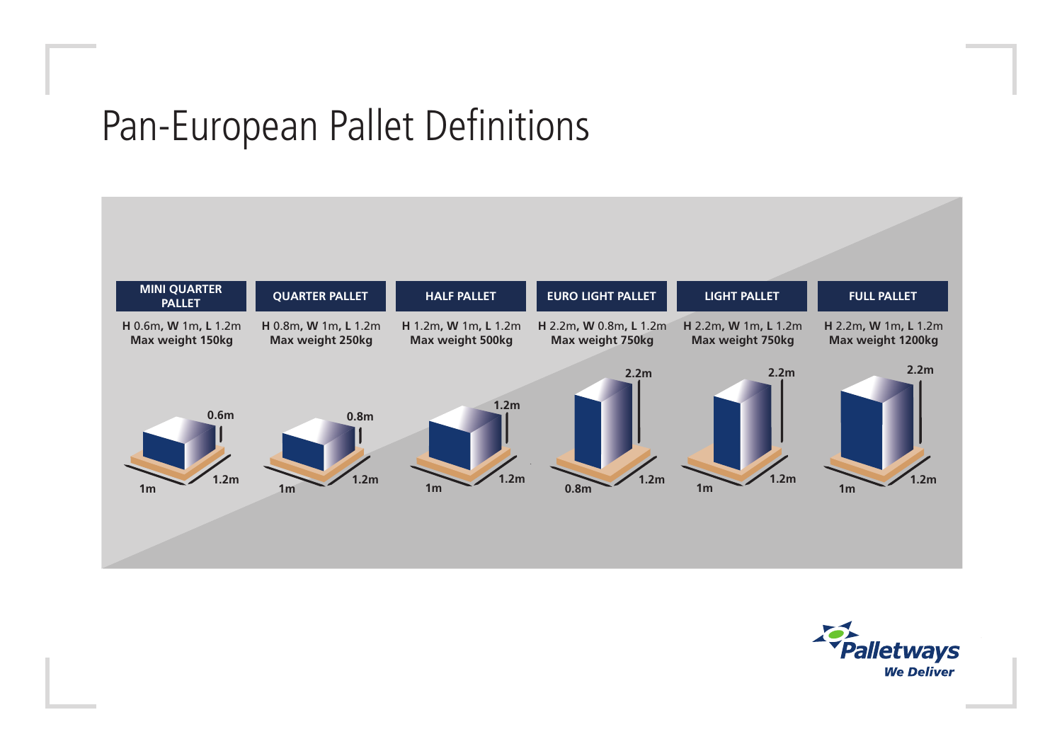# Pan-European Pallet Definitions

**MINI QUARTER PALLET**

**H** 0.6m, **W** 1m, **L** 1.2m
**Max weight 150kg**

0.6m
1m
1.2m

**QUARTER PALLET**

**H** 0.8m, **W** 1m, **L** 1.2m
**Max weight 250kg**

0.8m
1m
1.2m

**HALF PALLET**

**H** 1.2m, **W** 1m, **L** 1.2m
**Max weight 500kg**

1.2m
1m
1.2m

**EURO LIGHT PALLET**

**H** 2.2m, **W** 0.8m, **L** 1.2m
**Max weight 750kg**

2.2m
0.8m
1.2m

**LIGHT PALLET**

**H** 2.2m, **W** 1m, **L** 1.2m
**Max weight 750kg**

2.2m
1m
1.2m

**FULL PALLET**

**H** 2.2m, **W** 1m, **L** 1.2m
**Max weight 1200kg**

2.2m
1m
1.2m

Palletways
We Deliver